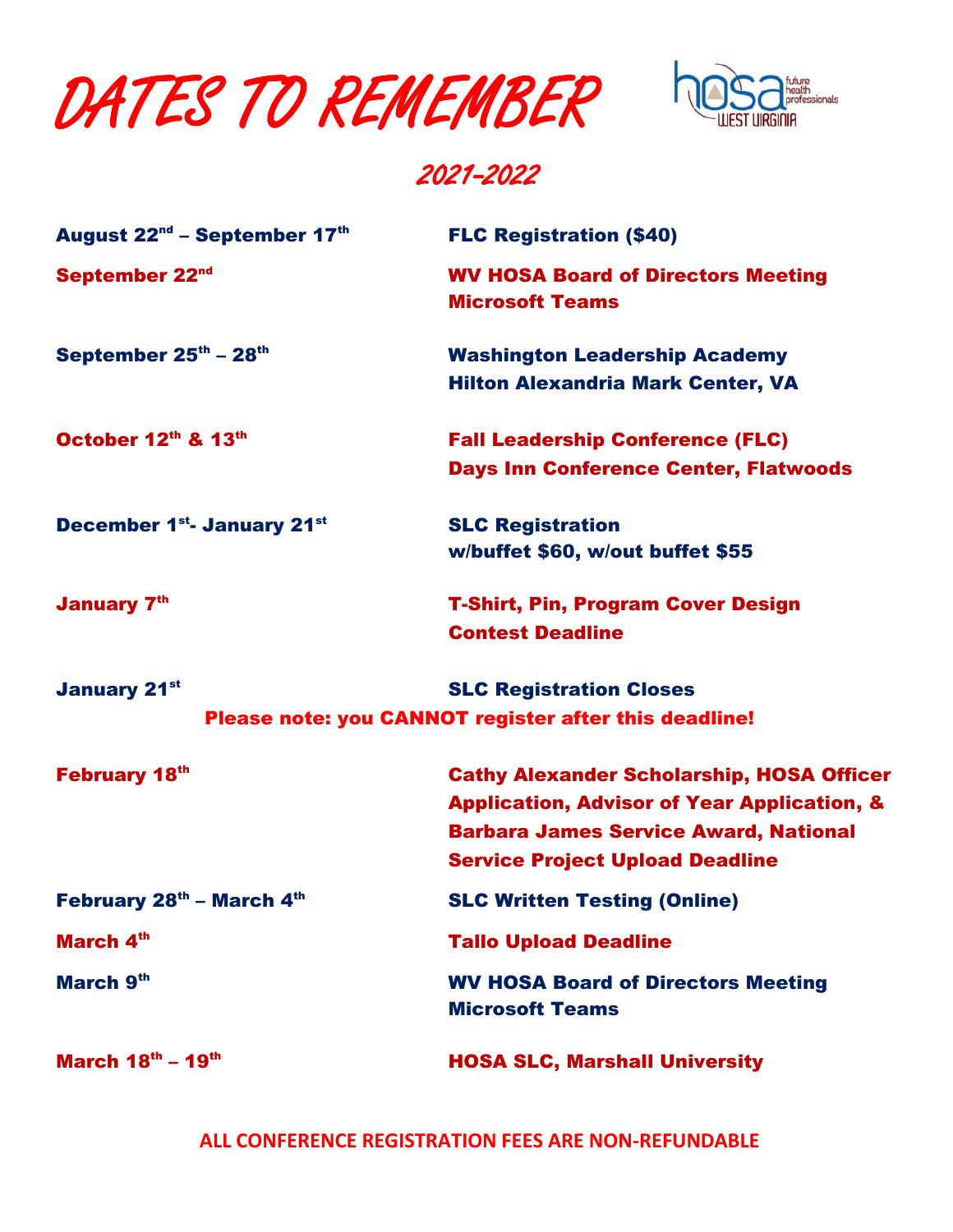# DATES TO REMEMBER

## 2021-2022

| | |
|---|---|
| **August 22nd – September 17th** | **FLC Registration ($40)** |
| **September 22nd** | **WV HOSA Board of Directors Meeting Microsoft Teams** |
| **September 25th – 28th** | **Washington Leadership Academy Hilton Alexandria Mark Center, VA** |
| **October 12th & 13th** | **Fall Leadership Conference (FLC) Days Inn Conference Center, Flatwoods** |
| **December 1st- January 21st** | **SLC Registration w/buffet $60, w/out buffet $55** |
| **January 7th** | **T-Shirt, Pin, Program Cover Design Contest Deadline** |
| **January 21st** | **SLC Registration Closes** |

**Please note: you CANNOT register after this deadline!**

| | |
|---|---|
| **February 18th** | **Cathy Alexander Scholarship, HOSA Officer Application, Advisor of Year Application, & Barbara James Service Award, National Service Project Upload Deadline** |
| **February 28th – March 4th** | **SLC Written Testing (Online)** |
| **March 4th** | **Tallo Upload Deadline** |
| **March 9th** | **WV HOSA Board of Directors Meeting Microsoft Teams** |
| **March 18th – 19th** | **HOSA SLC, Marshall University** |

**ALL CONFERENCE REGISTRATION FEES ARE NON-REFUNDABLE**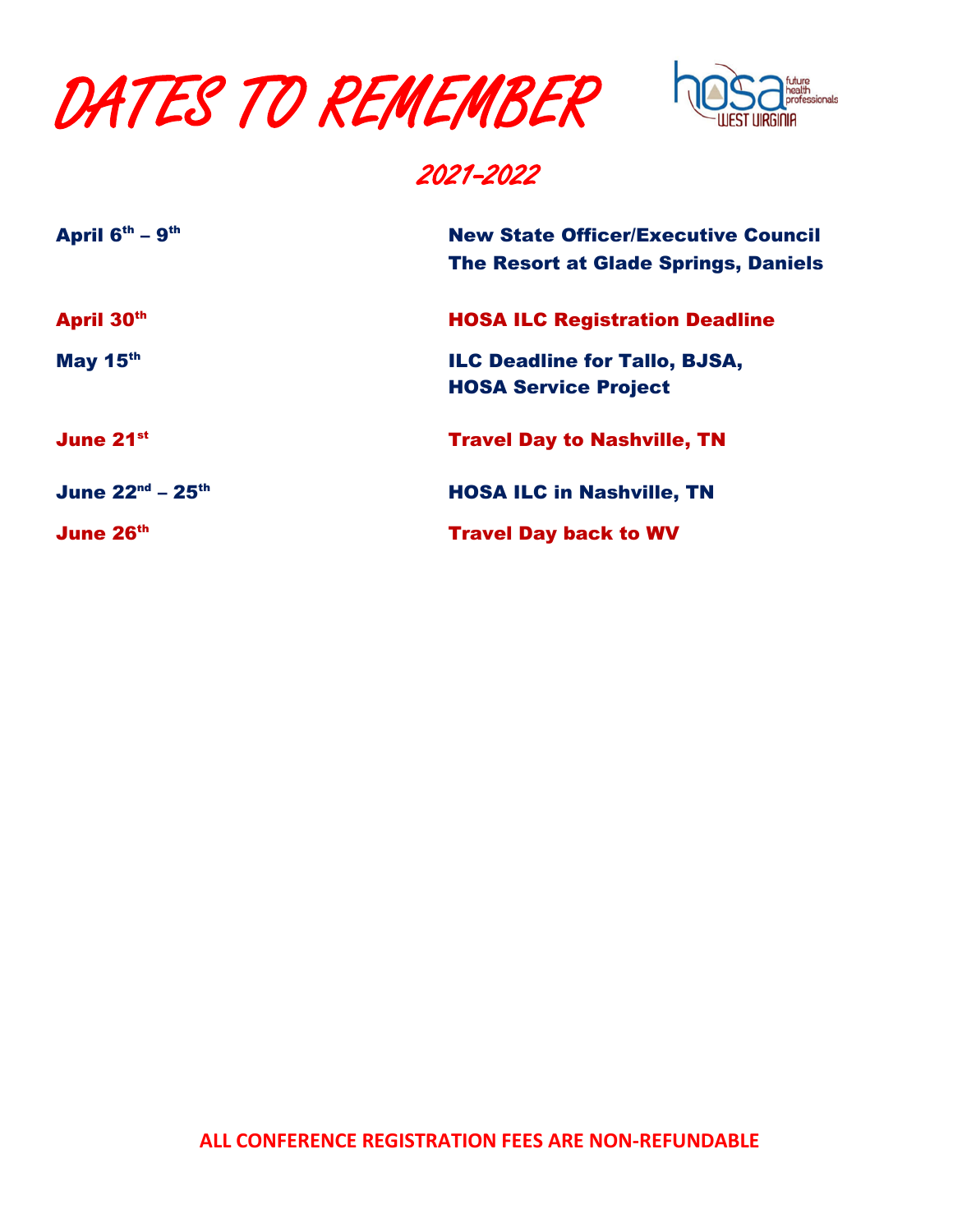# DATES TO REMEMBER

## 2021-2022

| | |
|---|---|
| **April 6th – 9th** | **New State Officer/Executive Council The Resort at Glade Springs, Daniels** |
| **April 30th** | **HOSA ILC Registration Deadline** |
| **May 15th** | **ILC Deadline for Tallo, BJSA, HOSA Service Project** |
| **June 21st** | **Travel Day to Nashville, TN** |
| **June 22nd – 25th** | **HOSA ILC in Nashville, TN** |
| **June 26th** | **Travel Day back to WV** |

**ALL CONFERENCE REGISTRATION FEES ARE NON-REFUNDABLE**